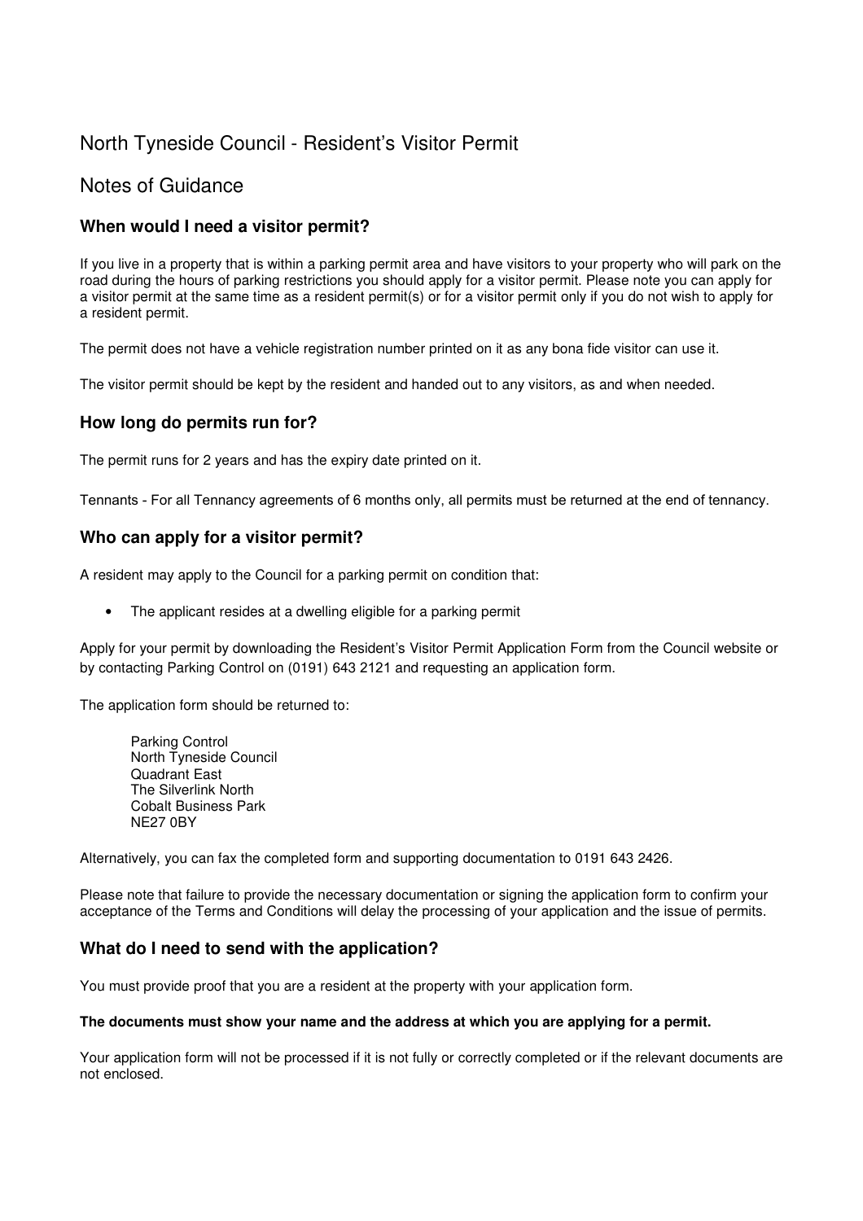# North Tyneside Council - Resident's Visitor Permit

## Notes of Guidance

### When would I need a visitor permit?

If you live in a property that is within a parking permit area and have visitors to your property who will park on the road during the hours of parking restrictions you should apply for a visitor permit. Please note you can apply for a visitor permit at the same time as a resident permit(s) or for a visitor permit only if you do not wish to apply for a resident permit.

The permit does not have a vehicle registration number printed on it as any bona fide visitor can use it.

The visitor permit should be kept by the resident and handed out to any visitors, as and when needed.

### How long do permits run for?

The permit runs for 2 years and has the expiry date printed on it.

Tennants - For all Tennancy agreements of 6 months only, all permits must be returned at the end of tennancy.

### Who can apply for a visitor permit?

A resident may apply to the Council for a parking permit on condition that:

- The applicant resides at a dwelling eligible for a parking permit

Apply for your permit by downloading the Resident's Visitor Permit Application Form from the Council website or by contacting Parking Control on (0191) 643 2121 and requesting an application form.

The application form should be returned to:

Parking Control
North Tyneside Council
Quadrant East
The Silverlink North
Cobalt Business Park
NE27 0BY

Alternatively, you can fax the completed form and supporting documentation to 0191 643 2426.

Please note that failure to provide the necessary documentation or signing the application form to confirm your acceptance of the Terms and Conditions will delay the processing of your application and the issue of permits.

### What do I need to send with the application?

You must provide proof that you are a resident at the property with your application form.

**The documents must show your name and the address at which you are applying for a permit.**

Your application form will not be processed if it is not fully or correctly completed or if the relevant documents are not enclosed.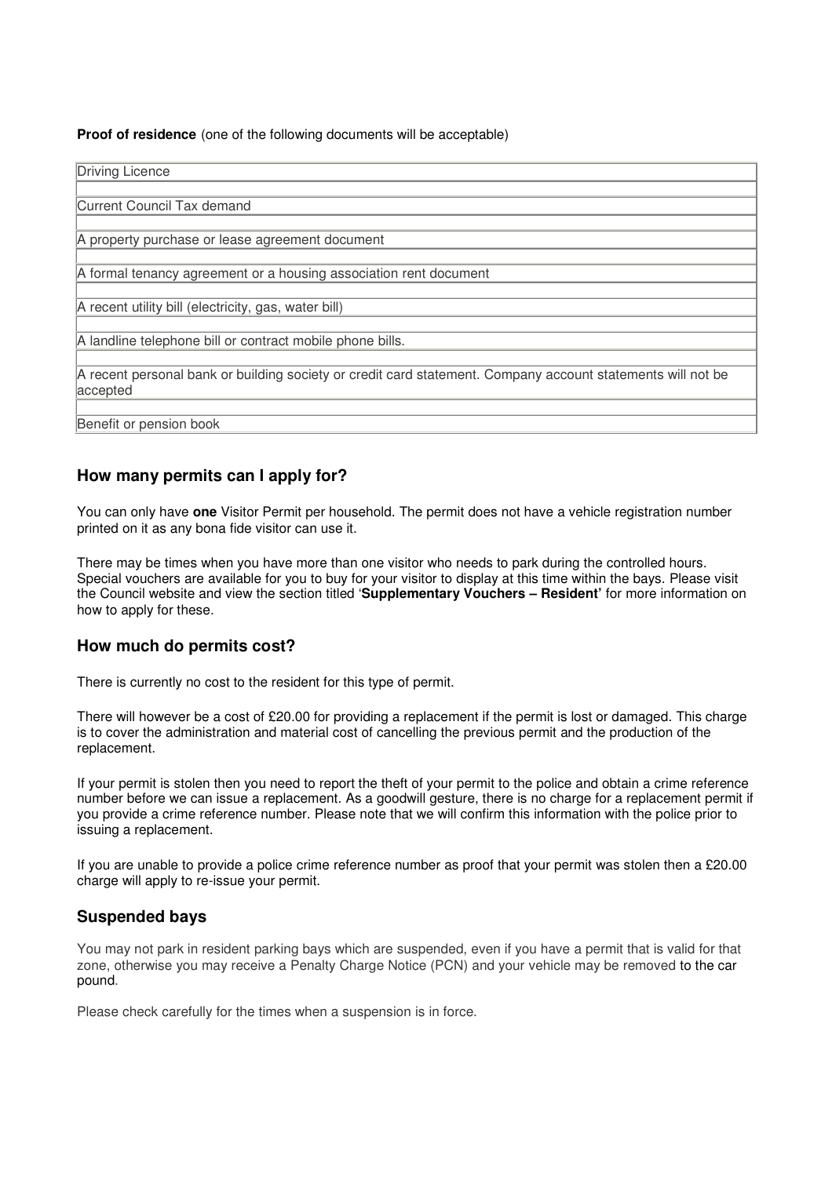**Proof of residence** (one of the following documents will be acceptable)

| Driving Licence |
|---|
| Current Council Tax demand |
| A property purchase or lease agreement document |
| A formal tenancy agreement or a housing association rent document |
| A recent utility bill (electricity, gas, water bill) |
| A landline telephone bill or contract mobile phone bills. |
| A recent personal bank or building society or credit card statement. Company account statements will not be accepted |
| Benefit or pension book |

## How many permits can I apply for?

You can only have **one** Visitor Permit per household. The permit does not have a vehicle registration number printed on it as any bona fide visitor can use it.

There may be times when you have more than one visitor who needs to park during the controlled hours. Special vouchers are available for you to buy for your visitor to display at this time within the bays. Please visit the Council website and view the section titled '**Supplementary Vouchers – Resident**' for more information on how to apply for these.

## How much do permits cost?

There is currently no cost to the resident for this type of permit.

There will however be a cost of £20.00 for providing a replacement if the permit is lost or damaged. This charge is to cover the administration and material cost of cancelling the previous permit and the production of the replacement.

If your permit is stolen then you need to report the theft of your permit to the police and obtain a crime reference number before we can issue a replacement. As a goodwill gesture, there is no charge for a replacement permit if you provide a crime reference number. Please note that we will confirm this information with the police prior to issuing a replacement.

If you are unable to provide a police crime reference number as proof that your permit was stolen then a £20.00 charge will apply to re-issue your permit.

## Suspended bays

You may not park in resident parking bays which are suspended, even if you have a permit that is valid for that zone, otherwise you may receive a Penalty Charge Notice (PCN) and your vehicle may be removed to the car pound.

Please check carefully for the times when a suspension is in force.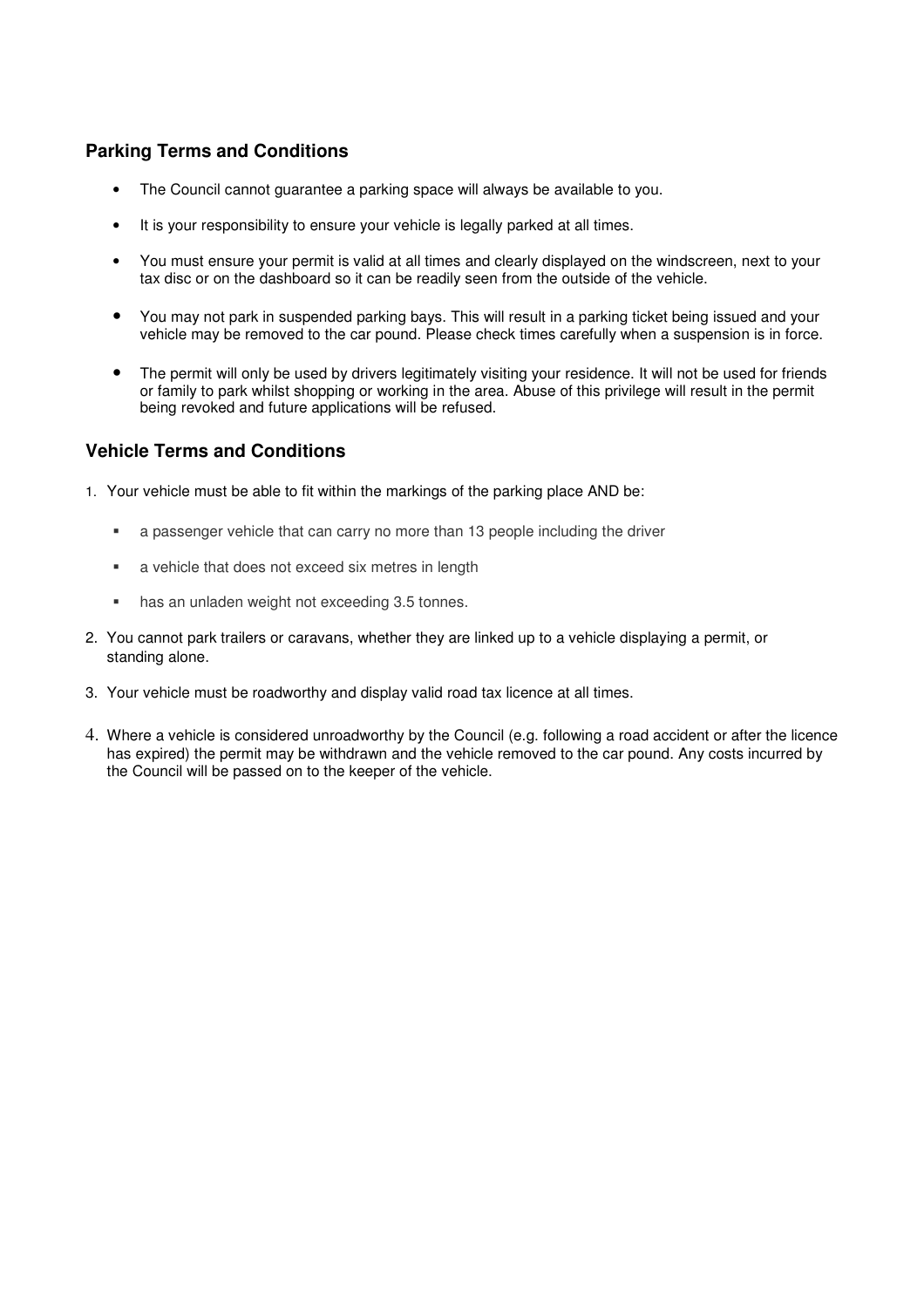## Parking Terms and Conditions

- The Council cannot guarantee a parking space will always be available to you.
- It is your responsibility to ensure your vehicle is legally parked at all times.
- You must ensure your permit is valid at all times and clearly displayed on the windscreen, next to your tax disc or on the dashboard so it can be readily seen from the outside of the vehicle.
- You may not park in suspended parking bays. This will result in a parking ticket being issued and your vehicle may be removed to the car pound. Please check times carefully when a suspension is in force.
- The permit will only be used by drivers legitimately visiting your residence. It will not be used for friends or family to park whilst shopping or working in the area. Abuse of this privilege will result in the permit being revoked and future applications will be refused.

## Vehicle Terms and Conditions

1. Your vehicle must be able to fit within the markings of the parking place AND be:
   - a passenger vehicle that can carry no more than 13 people including the driver
   - a vehicle that does not exceed six metres in length
   - has an unladen weight not exceeding 3.5 tonnes.
2. You cannot park trailers or caravans, whether they are linked up to a vehicle displaying a permit, or standing alone.
3. Your vehicle must be roadworthy and display valid road tax licence at all times.
4. Where a vehicle is considered unroadworthy by the Council (e.g. following a road accident or after the licence has expired) the permit may be withdrawn and the vehicle removed to the car pound. Any costs incurred by the Council will be passed on to the keeper of the vehicle.